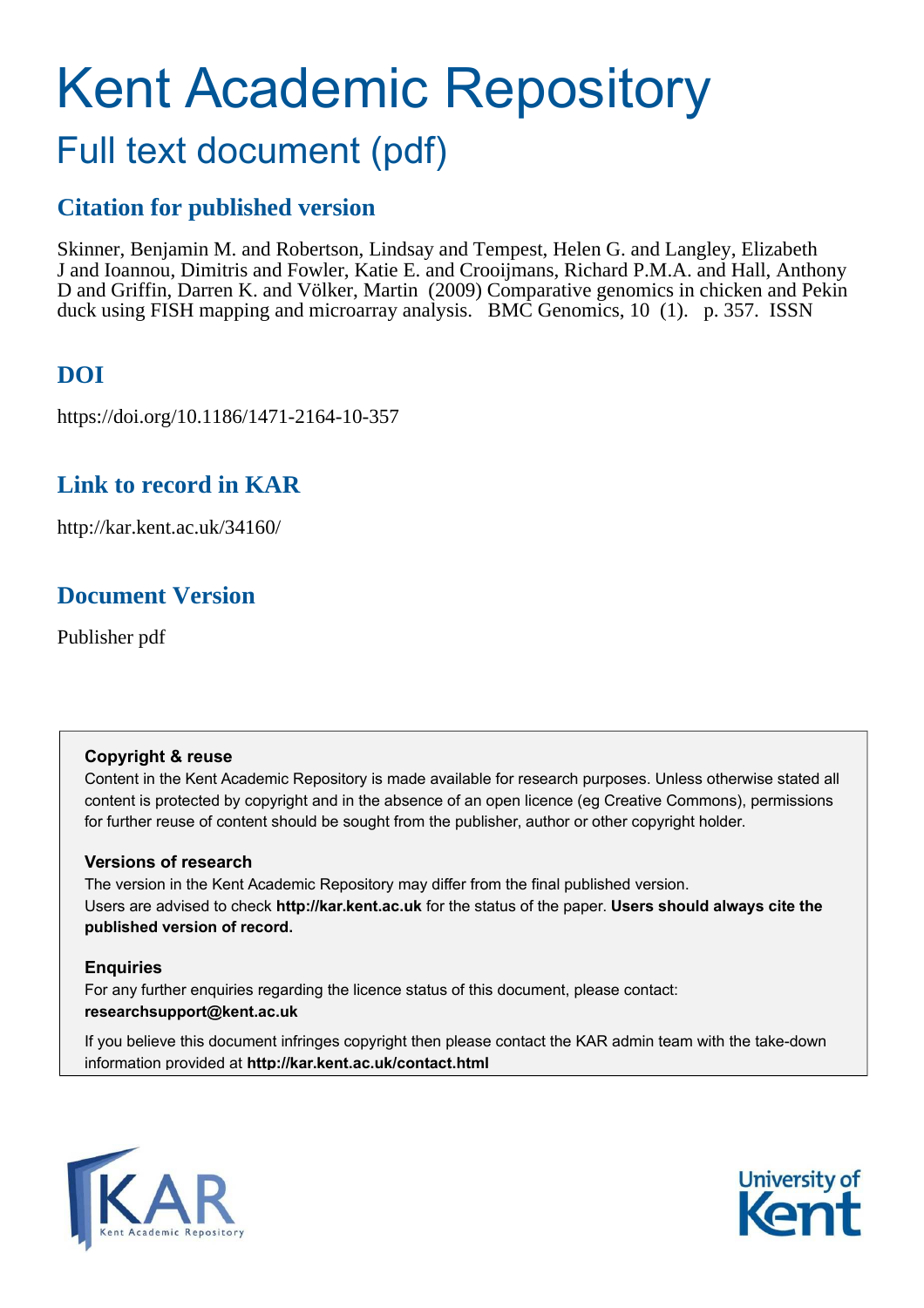# Kent Academic Repository

## Full text document (pdf)

## Citation for published version

Skinner, Benjamin M. and Robertson, Lindsay and Tempest, Helen G. and Langley, Elizabeth J and Ioannou, Dimitris and Fowler, Katie E. and Crooijmans, Richard P.M.A. and Hall, Anthony D and Griffin, Darren K. and Völker, Martin (2009) Comparative genomics in chicken and Pekin duck using FISH mapping and microarray analysis. BMC Genomics, 10 (1). p. 357. ISSN

## DOI

https://doi.org/10.1186/1471-2164-10-357

## Link to record in KAR

http://kar.kent.ac.uk/34160/

## Document Version

Publisher pdf

### Copyright & reuse

Content in the Kent Academic Repository is made available for research purposes. Unless otherwise stated all content is protected by copyright and in the absence of an open licence (eg Creative Commons), permissions for further reuse of content should be sought from the publisher, author or other copyright holder.

### Versions of research

The version in the Kent Academic Repository may differ from the final published version. Users are advised to check **http://kar.kent.ac.uk** for the status of the paper. **Users should always cite the published version of record.**

### Enquiries

For any further enquiries regarding the licence status of this document, please contact: **researchsupport@kent.ac.uk**

If you believe this document infringes copyright then please contact the KAR admin team with the take-down information provided at **http://kar.kent.ac.uk/contact.html**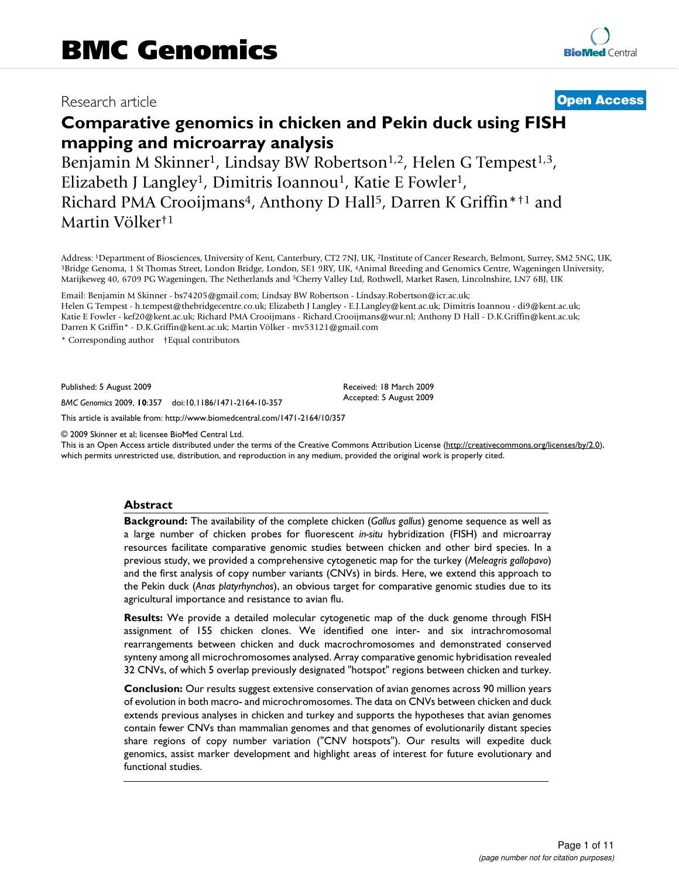# Comparative genomics in chicken and Pekin duck using FISH mapping and microarray analysis

Benjamin M Skinner[1], Lindsay BW Robertson[1,2], Helen G Tempest[1,3], Elizabeth J Langley[1], Dimitris Ioannou[1], Katie E Fowler[1], Richard PMA Crooijmans[4], Anthony D Hall[5], Darren K Griffin*†[1] and Martin Völker†[1]

Address: [1]Department of Biosciences, University of Kent, Canterbury, CT2 7NJ, UK, [2]Institute of Cancer Research, Belmont, Surrey, SM2 5NG, UK, [3]Bridge Genoma, 1 St Thomas Street, London Bridge, London, SE1 9RY, UK, [4]Animal Breeding and Genomics Centre, Wageningen University, Marijkeweg 40, 6709 PG Wageningen, The Netherlands and [5]Cherry Valley Ltd, Rothwell, Market Rasen, Lincolnshire, LN7 6BJ, UK

Email: Benjamin M Skinner - bs74205@gmail.com; Lindsay BW Robertson - Lindsay.Robertson@icr.ac.uk; Helen G Tempest - h.tempest@thebridgecentre.co.uk; Elizabeth J Langley - E.J.Langley@kent.ac.uk; Dimitris Ioannou - di9@kent.ac.uk; Katie E Fowler - kef20@kent.ac.uk; Richard PMA Crooijmans - Richard.Crooijmans@wur.nl; Anthony D Hall - D.K.Griffin@kent.ac.uk; Darren K Griffin* - D.K.Griffin@kent.ac.uk; Martin Völker - mv53121@gmail.com

\* Corresponding author †Equal contributors

Published: 5 August 2009

*BMC Genomics* 2009, **10**:357 doi:10.1186/1471-2164-10-357

Received: 18 March 2009
Accepted: 5 August 2009

This article is available from: http://www.biomedcentral.com/1471-2164/10/357

© 2009 Skinner et al; licensee BioMed Central Ltd.

This is an Open Access article distributed under the terms of the Creative Commons Attribution License (http://creativecommons.org/licenses/by/2.0), which permits unrestricted use, distribution, and reproduction in any medium, provided the original work is properly cited.

## Abstract

**Background:** The availability of the complete chicken (*Gallus gallus*) genome sequence as well as a large number of chicken probes for fluorescent *in-situ* hybridization (FISH) and microarray resources facilitate comparative genomic studies between chicken and other bird species. In a previous study, we provided a comprehensive cytogenetic map for the turkey (*Meleagris gallopavo*) and the first analysis of copy number variants (CNVs) in birds. Here, we extend this approach to the Pekin duck (*Anas platyrhynchos*), an obvious target for comparative genomic studies due to its agricultural importance and resistance to avian flu.

**Results:** We provide a detailed molecular cytogenetic map of the duck genome through FISH assignment of 155 chicken clones. We identified one inter- and six intrachromosomal rearrangements between chicken and duck macrochromosomes and demonstrated conserved synteny among all microchromosomes analysed. Array comparative genomic hybridisation revealed 32 CNVs, of which 5 overlap previously designated "hotspot" regions between chicken and turkey.

**Conclusion:** Our results suggest extensive conservation of avian genomes across 90 million years of evolution in both macro- and microchromosomes. The data on CNVs between chicken and duck extends previous analyses in chicken and turkey and supports the hypotheses that avian genomes contain fewer CNVs than mammalian genomes and that genomes of evolutionarily distant species share regions of copy number variation ("CNV hotspots"). Our results will expedite duck genomics, assist marker development and highlight areas of interest for future evolutionary and functional studies.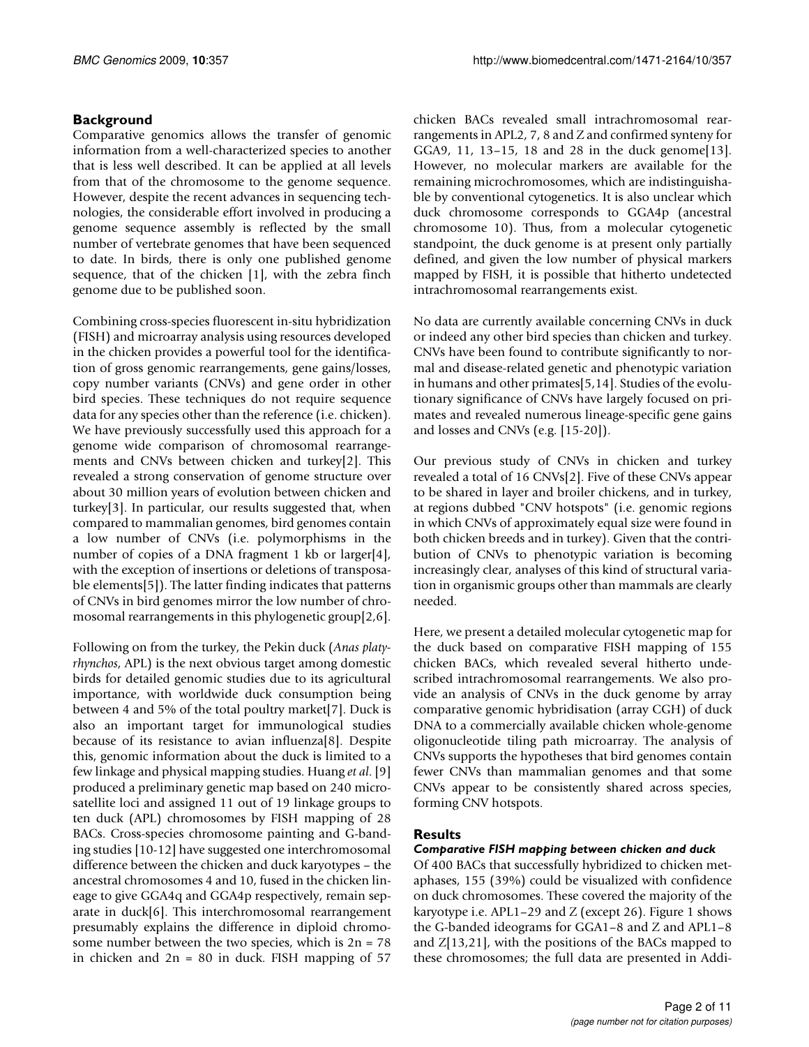## Background

Comparative genomics allows the transfer of genomic information from a well-characterized species to another that is less well described. It can be applied at all levels from that of the chromosome to the genome sequence. However, despite the recent advances in sequencing technologies, the considerable effort involved in producing a genome sequence assembly is reflected by the small number of vertebrate genomes that have been sequenced to date. In birds, there is only one published genome sequence, that of the chicken [1], with the zebra finch genome due to be published soon.

Combining cross-species fluorescent in-situ hybridization (FISH) and microarray analysis using resources developed in the chicken provides a powerful tool for the identification of gross genomic rearrangements, gene gains/losses, copy number variants (CNVs) and gene order in other bird species. These techniques do not require sequence data for any species other than the reference (i.e. chicken). We have previously successfully used this approach for a genome wide comparison of chromosomal rearrangements and CNVs between chicken and turkey[2]. This revealed a strong conservation of genome structure over about 30 million years of evolution between chicken and turkey[3]. In particular, our results suggested that, when compared to mammalian genomes, bird genomes contain a low number of CNVs (i.e. polymorphisms in the number of copies of a DNA fragment 1 kb or larger[4], with the exception of insertions or deletions of transposable elements[5]). The latter finding indicates that patterns of CNVs in bird genomes mirror the low number of chromosomal rearrangements in this phylogenetic group[2,6].

Following on from the turkey, the Pekin duck (*Anas platyrhynchos*, APL) is the next obvious target among domestic birds for detailed genomic studies due to its agricultural importance, with worldwide duck consumption being between 4 and 5% of the total poultry market[7]. Duck is also an important target for immunological studies because of its resistance to avian influenza[8]. Despite this, genomic information about the duck is limited to a few linkage and physical mapping studies. Huang *et al*. [9] produced a preliminary genetic map based on 240 microsatellite loci and assigned 11 out of 19 linkage groups to ten duck (APL) chromosomes by FISH mapping of 28 BACs. Cross-species chromosome painting and G-banding studies [10-12] have suggested one interchromosomal difference between the chicken and duck karyotypes – the ancestral chromosomes 4 and 10, fused in the chicken lineage to give GGA4q and GGA4p respectively, remain separate in duck[6]. This interchromosomal rearrangement presumably explains the difference in diploid chromosome number between the two species, which is 2n = 78 in chicken and 2n = 80 in duck. FISH mapping of 57 chicken BACs revealed small intrachromosomal rearrangements in APL2, 7, 8 and Z and confirmed synteny for GGA9, 11, 13–15, 18 and 28 in the duck genome[13]. However, no molecular markers are available for the remaining microchromosomes, which are indistinguishable by conventional cytogenetics. It is also unclear which duck chromosome corresponds to GGA4p (ancestral chromosome 10). Thus, from a molecular cytogenetic standpoint, the duck genome is at present only partially defined, and given the low number of physical markers mapped by FISH, it is possible that hitherto undetected intrachromosomal rearrangements exist.

No data are currently available concerning CNVs in duck or indeed any other bird species than chicken and turkey. CNVs have been found to contribute significantly to normal and disease-related genetic and phenotypic variation in humans and other primates[5,14]. Studies of the evolutionary significance of CNVs have largely focused on primates and revealed numerous lineage-specific gene gains and losses and CNVs (e.g. [15-20]).

Our previous study of CNVs in chicken and turkey revealed a total of 16 CNVs[2]. Five of these CNVs appear to be shared in layer and broiler chickens, and in turkey, at regions dubbed "CNV hotspots" (i.e. genomic regions in which CNVs of approximately equal size were found in both chicken breeds and in turkey). Given that the contribution of CNVs to phenotypic variation is becoming increasingly clear, analyses of this kind of structural variation in organismic groups other than mammals are clearly needed.

Here, we present a detailed molecular cytogenetic map for the duck based on comparative FISH mapping of 155 chicken BACs, which revealed several hitherto undescribed intrachromosomal rearrangements. We also provide an analysis of CNVs in the duck genome by array comparative genomic hybridisation (array CGH) of duck DNA to a commercially available chicken whole-genome oligonucleotide tiling path microarray. The analysis of CNVs supports the hypotheses that bird genomes contain fewer CNVs than mammalian genomes and that some CNVs appear to be consistently shared across species, forming CNV hotspots.

## Results

### *Comparative FISH mapping between chicken and duck*

Of 400 BACs that successfully hybridized to chicken metaphases, 155 (39%) could be visualized with confidence on duck chromosomes. These covered the majority of the karyotype i.e. APL1–29 and Z (except 26). Figure 1 shows the G-banded ideograms for GGA1–8 and Z and APL1–8 and Z[13,21], with the positions of the BACs mapped to these chromosomes; the full data are presented in Addi-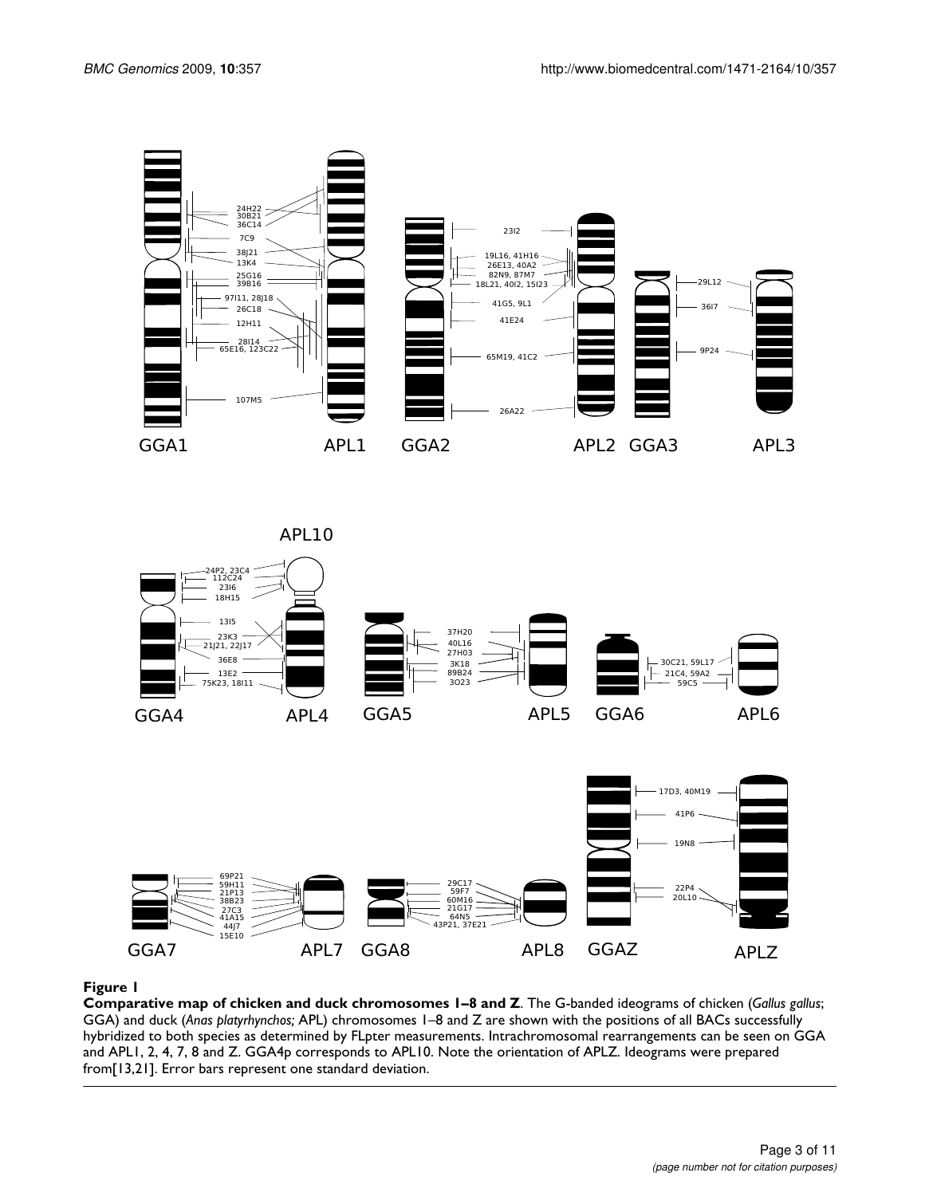**Figure 1**

**Comparative map of chicken and duck chromosomes 1–8 and Z**. The G-banded ideograms of chicken (*Gallus gallus*; GGA) and duck (*Anas platyrhynchos;* APL) chromosomes 1–8 and Z are shown with the positions of all BACs successfully hybridized to both species as determined by FLpter measurements. Intrachromosomal rearrangements can be seen on GGA and APL1, 2, 4, 7, 8 and Z. GGA4p corresponds to APL10. Note the orientation of APLZ. Ideograms were prepared from[13,21]. Error bars represent one standard deviation.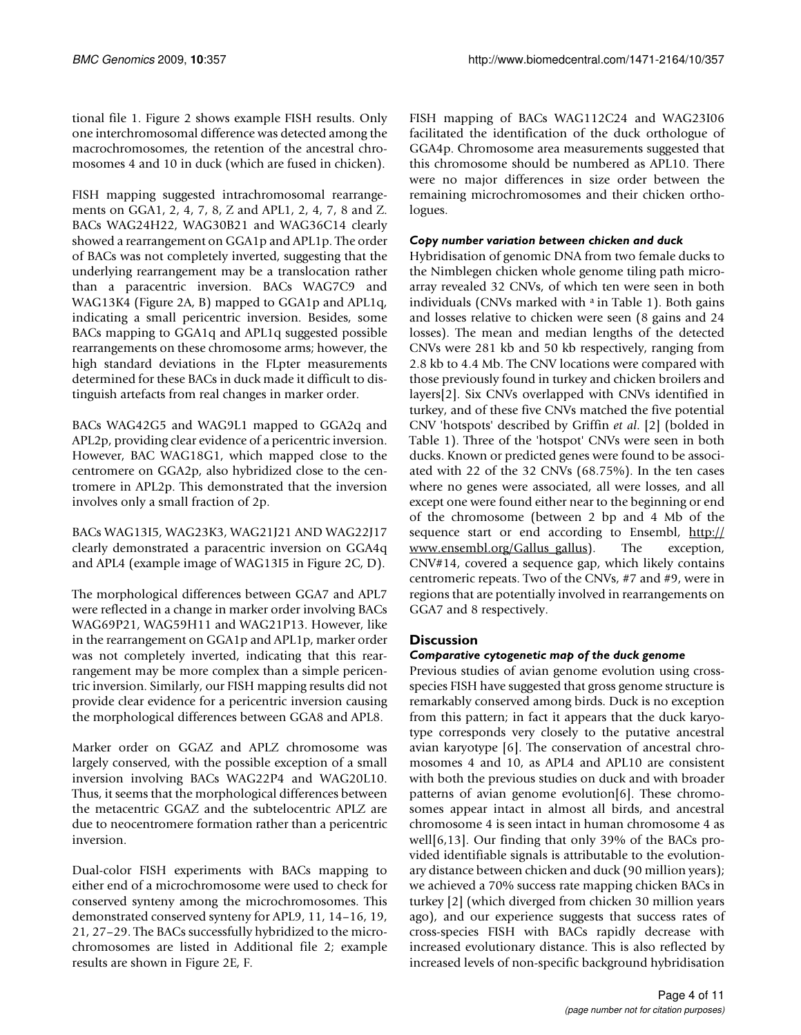tional file 1. Figure 2 shows example FISH results. Only one interchromosomal difference was detected among the macrochromosomes, the retention of the ancestral chromosomes 4 and 10 in duck (which are fused in chicken).

FISH mapping suggested intrachromosomal rearrangements on GGA1, 2, 4, 7, 8, Z and APL1, 2, 4, 7, 8 and Z. BACs WAG24H22, WAG30B21 and WAG36C14 clearly showed a rearrangement on GGA1p and APL1p. The order of BACs was not completely inverted, suggesting that the underlying rearrangement may be a translocation rather than a paracentric inversion. BACs WAG7C9 and WAG13K4 (Figure 2A, B) mapped to GGA1p and APL1q, indicating a small pericentric inversion. Besides, some BACs mapping to GGA1q and APL1q suggested possible rearrangements on these chromosome arms; however, the high standard deviations in the FLpter measurements determined for these BACs in duck made it difficult to distinguish artefacts from real changes in marker order.

BACs WAG42G5 and WAG9L1 mapped to GGA2q and APL2p, providing clear evidence of a pericentric inversion. However, BAC WAG18G1, which mapped close to the centromere on GGA2p, also hybridized close to the centromere in APL2p. This demonstrated that the inversion involves only a small fraction of 2p.

BACs WAG13I5, WAG23K3, WAG21J21 AND WAG22J17 clearly demonstrated a paracentric inversion on GGA4q and APL4 (example image of WAG13I5 in Figure 2C, D).

The morphological differences between GGA7 and APL7 were reflected in a change in marker order involving BACs WAG69P21, WAG59H11 and WAG21P13. However, like in the rearrangement on GGA1p and APL1p, marker order was not completely inverted, indicating that this rearrangement may be more complex than a simple pericentric inversion. Similarly, our FISH mapping results did not provide clear evidence for a pericentric inversion causing the morphological differences between GGA8 and APL8.

Marker order on GGAZ and APLZ chromosome was largely conserved, with the possible exception of a small inversion involving BACs WAG22P4 and WAG20L10. Thus, it seems that the morphological differences between the metacentric GGAZ and the subtelocentric APLZ are due to neocentromere formation rather than a pericentric inversion.

Dual-color FISH experiments with BACs mapping to either end of a microchromosome were used to check for conserved synteny among the microchromosomes. This demonstrated conserved synteny for APL9, 11, 14–16, 19, 21, 27–29. The BACs successfully hybridized to the microchromosomes are listed in Additional file 2; example results are shown in Figure 2E, F.

FISH mapping of BACs WAG112C24 and WAG23I06 facilitated the identification of the duck orthologue of GGA4p. Chromosome area measurements suggested that this chromosome should be numbered as APL10. There were no major differences in size order between the remaining microchromosomes and their chicken orthologues.

### *Copy number variation between chicken and duck*

Hybridisation of genomic DNA from two female ducks to the Nimblegen chicken whole genome tiling path microarray revealed 32 CNVs, of which ten were seen in both individuals (CNVs marked with [a] in Table 1). Both gains and losses relative to chicken were seen (8 gains and 24 losses). The mean and median lengths of the detected CNVs were 281 kb and 50 kb respectively, ranging from 2.8 kb to 4.4 Mb. The CNV locations were compared with those previously found in turkey and chicken broilers and layers[2]. Six CNVs overlapped with CNVs identified in turkey, and of these five CNVs matched the five potential CNV 'hotspots' described by Griffin *et al.* [2] (bolded in Table 1). Three of the 'hotspot' CNVs were seen in both ducks. Known or predicted genes were found to be associated with 22 of the 32 CNVs (68.75%). In the ten cases where no genes were associated, all were losses, and all except one were found either near to the beginning or end of the chromosome (between 2 bp and 4 Mb of the sequence start or end according to Ensembl, http://www.ensembl.org/Gallus_gallus). The exception, CNV#14, covered a sequence gap, which likely contains centromeric repeats. Two of the CNVs, #7 and #9, were in regions that are potentially involved in rearrangements on GGA7 and 8 respectively.

## Discussion

### *Comparative cytogenetic map of the duck genome*

Previous studies of avian genome evolution using cross-species FISH have suggested that gross genome structure is remarkably conserved among birds. Duck is no exception from this pattern; in fact it appears that the duck karyotype corresponds very closely to the putative ancestral avian karyotype [6]. The conservation of ancestral chromosomes 4 and 10, as APL4 and APL10 are consistent with both the previous studies on duck and with broader patterns of avian genome evolution[6]. These chromosomes appear intact in almost all birds, and ancestral chromosome 4 is seen intact in human chromosome 4 as well[6,13]. Our finding that only 39% of the BACs provided identifiable signals is attributable to the evolutionary distance between chicken and duck (90 million years); we achieved a 70% success rate mapping chicken BACs in turkey [2] (which diverged from chicken 30 million years ago), and our experience suggests that success rates of cross-species FISH with BACs rapidly decrease with increased evolutionary distance. This is also reflected by increased levels of non-specific background hybridisation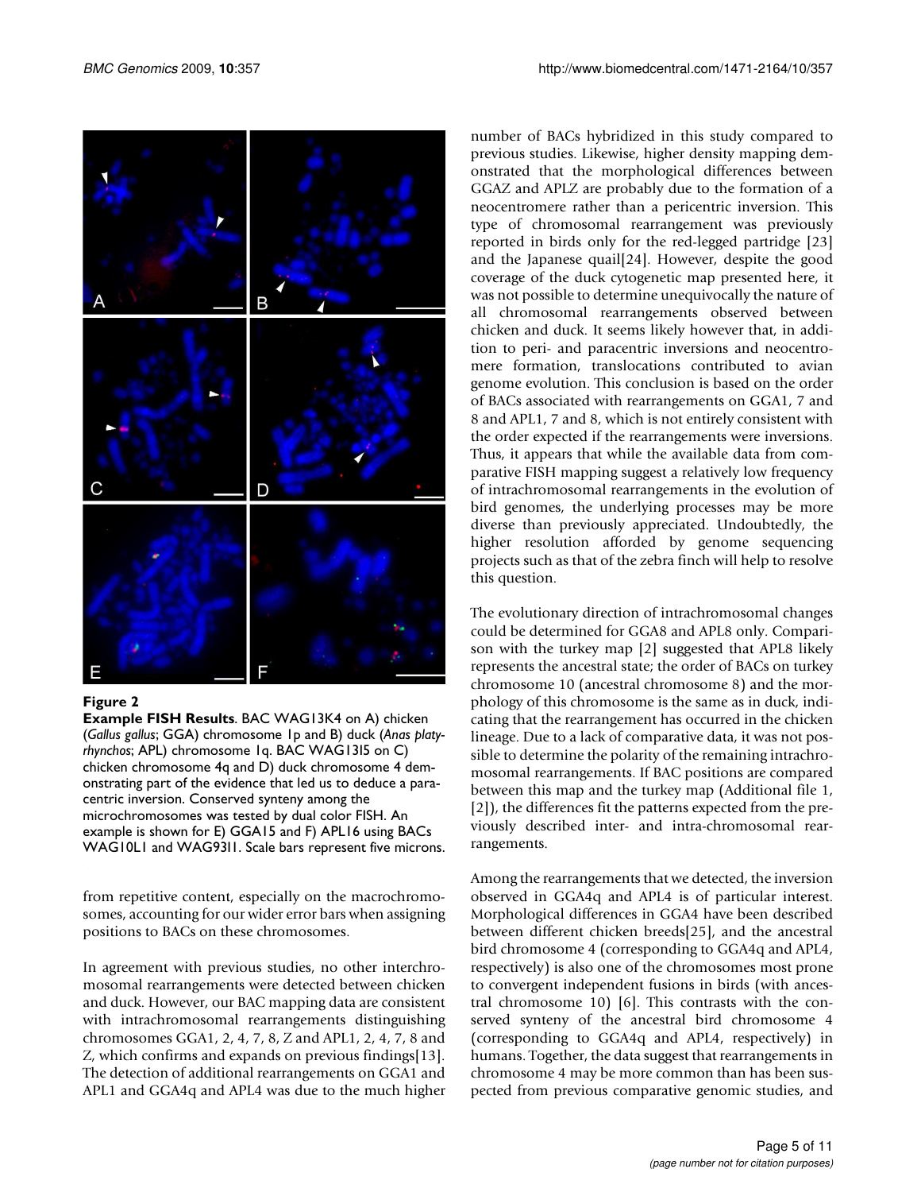**Figure 2**

**Example FISH Results**. BAC WAG13K4 on A) chicken (*Gallus gallus*; GGA) chromosome 1p and B) duck (*Anas platyrhynchos*; APL) chromosome 1q. BAC WAG13I5 on C) chicken chromosome 4q and D) duck chromosome 4 demonstrating part of the evidence that led us to deduce a paracentric inversion. Conserved synteny among the microchromosomes was tested by dual color FISH. An example is shown for E) GGA15 and F) APL16 using BACs WAG10L1 and WAG93I1. Scale bars represent five microns.

from repetitive content, especially on the macrochromosomes, accounting for our wider error bars when assigning positions to BACs on these chromosomes.

In agreement with previous studies, no other interchromosomal rearrangements were detected between chicken and duck. However, our BAC mapping data are consistent with intrachromosomal rearrangements distinguishing chromosomes GGA1, 2, 4, 7, 8, Z and APL1, 2, 4, 7, 8 and Z, which confirms and expands on previous findings[13]. The detection of additional rearrangements on GGA1 and APL1 and GGA4q and APL4 was due to the much higher number of BACs hybridized in this study compared to previous studies. Likewise, higher density mapping demonstrated that the morphological differences between GGAZ and APLZ are probably due to the formation of a neocentromere rather than a pericentric inversion. This type of chromosomal rearrangement was previously reported in birds only for the red-legged partridge [23] and the Japanese quail[24]. However, despite the good coverage of the duck cytogenetic map presented here, it was not possible to determine unequivocally the nature of all chromosomal rearrangements observed between chicken and duck. It seems likely however that, in addition to peri- and paracentric inversions and neocentromere formation, translocations contributed to avian genome evolution. This conclusion is based on the order of BACs associated with rearrangements on GGA1, 7 and 8 and APL1, 7 and 8, which is not entirely consistent with the order expected if the rearrangements were inversions. Thus, it appears that while the available data from comparative FISH mapping suggest a relatively low frequency of intrachromosomal rearrangements in the evolution of bird genomes, the underlying processes may be more diverse than previously appreciated. Undoubtedly, the higher resolution afforded by genome sequencing projects such as that of the zebra finch will help to resolve this question.

The evolutionary direction of intrachromosomal changes could be determined for GGA8 and APL8 only. Comparison with the turkey map [2] suggested that APL8 likely represents the ancestral state; the order of BACs on turkey chromosome 10 (ancestral chromosome 8) and the morphology of this chromosome is the same as in duck, indicating that the rearrangement has occurred in the chicken lineage. Due to a lack of comparative data, it was not possible to determine the polarity of the remaining intrachromosomal rearrangements. If BAC positions are compared between this map and the turkey map (Additional file 1, [2]), the differences fit the patterns expected from the previously described inter- and intra-chromosomal rearrangements.

Among the rearrangements that we detected, the inversion observed in GGA4q and APL4 is of particular interest. Morphological differences in GGA4 have been described between different chicken breeds[25], and the ancestral bird chromosome 4 (corresponding to GGA4q and APL4, respectively) is also one of the chromosomes most prone to convergent independent fusions in birds (with ancestral chromosome 10) [6]. This contrasts with the conserved synteny of the ancestral bird chromosome 4 (corresponding to GGA4q and APL4, respectively) in humans. Together, the data suggest that rearrangements in chromosome 4 may be more common than has been suspected from previous comparative genomic studies, and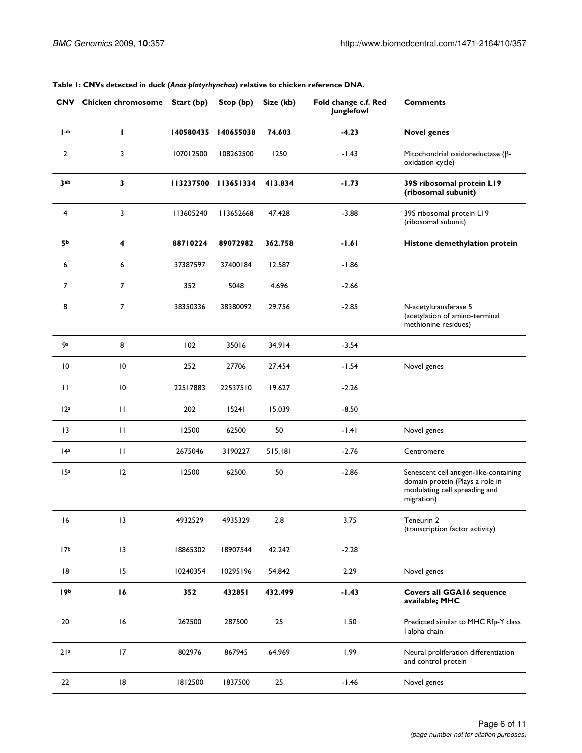**Table 1: CNVs detected in duck (*Anas platyrhynchos*) relative to chicken reference DNA.**

| CNV | Chicken chromosome | Start (bp) | Stop (bp) | Size (kb) | Fold change c.f. Red Junglefowl | Comments |
|---|---|---|---|---|---|---|
| **1[ab]** | **1** | **140580435** | **140655038** | **74.603** | **-4.23** | **Novel genes** |
| 2 | 3 | 107012500 | 108262500 | 1250 | -1.43 | Mitochondrial oxidoreductase (β-oxidation cycle) |
| **3[ab]** | **3** | **113237500** | **113651334** | **413.834** | **-1.73** | **39S ribosomal protein L19 (ribosomal subunit)** |
| 4 | 3 | 113605240 | 113652668 | 47.428 | -3.88 | 39S ribosomal protein L19 (ribosomal subunit) |
| **5[b]** | **4** | **88710224** | **89072982** | **362.758** | **-1.61** | **Histone demethylation protein** |
| 6 | 6 | 37387597 | 37400184 | 12.587 | -1.86 | |
| 7 | 7 | 352 | 5048 | 4.696 | -2.66 | |
| 8 | 7 | 38350336 | 38380092 | 29.756 | -2.85 | N-acetyltransferase 5 (acetylation of amino-terminal methionine residues) |
| 9[a] | 8 | 102 | 35016 | 34.914 | -3.54 | |
| 10 | 10 | 252 | 27706 | 27.454 | -1.54 | Novel genes |
| 11 | 10 | 22517883 | 22537510 | 19.627 | -2.26 | |
| 12[a] | 11 | 202 | 15241 | 15.039 | -8.50 | |
| 13 | 11 | 12500 | 62500 | 50 | -1.41 | Novel genes |
| 14[a] | 11 | 2675046 | 3190227 | 515.181 | -2.76 | Centromere |
| 15[a] | 12 | 12500 | 62500 | 50 | -2.86 | Senescent cell antigen-like-containing domain protein (Plays a role in modulating cell spreading and migration) |
| 16 | 13 | 4932529 | 4935329 | 2.8 | 3.75 | Teneurin 2 (transcription factor activity) |
| 17[b] | 13 | 18865302 | 18907544 | 42.242 | -2.28 | |
| 18 | 15 | 10240354 | 10295196 | 54.842 | 2.29 | Novel genes |
| **19[b]** | **16** | **352** | **432851** | **432.499** | **-1.43** | **Covers all GGA16 sequence available; MHC** |
| 20 | 16 | 262500 | 287500 | 25 | 1.50 | Predicted similar to MHC Rfp-Y class I alpha chain |
| 21[a] | 17 | 802976 | 867945 | 64.969 | 1.99 | Neural proliferation differentiation and control protein |
| 22 | 18 | 1812500 | 1837500 | 25 | -1.46 | Novel genes |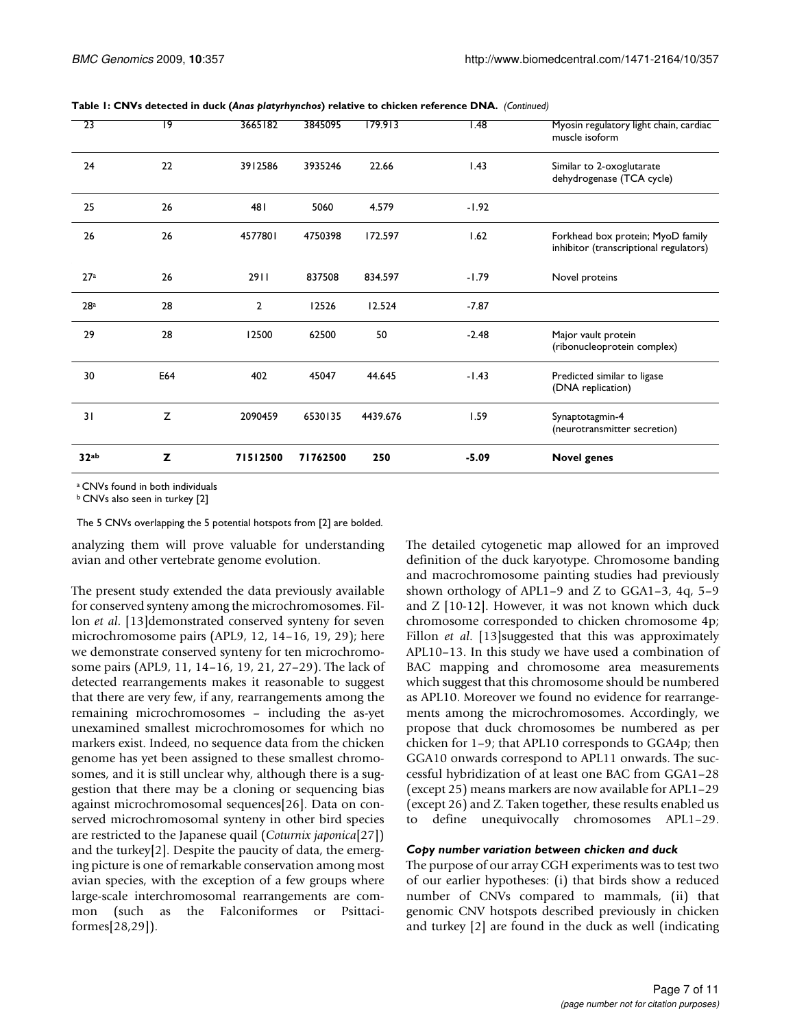**Table 1: CNVs detected in duck (*Anas platyrhynchos*) relative to chicken reference DNA.** *(Continued)*

| | | | | | | |
|---|---|---|---|---|---|---|
| 23 | 19 | 3665182 | 3845095 | 179.913 | 1.48 | Myosin regulatory light chain, cardiac muscle isoform |
| 24 | 22 | 3912586 | 3935246 | 22.66 | 1.43 | Similar to 2-oxoglutarate dehydrogenase (TCA cycle) |
| 25 | 26 | 481 | 5060 | 4.579 | -1.92 | |
| 26 | 26 | 4577801 | 4750398 | 172.597 | 1.62 | Forkhead box protein; MyoD family inhibitor (transcriptional regulators) |
| 27[a] | 26 | 2911 | 837508 | 834.597 | -1.79 | Novel proteins |
| 28[a] | 28 | 2 | 12526 | 12.524 | -7.87 | |
| 29 | 28 | 12500 | 62500 | 50 | -2.48 | Major vault protein (ribonucleoprotein complex) |
| 30 | E64 | 402 | 45047 | 44.645 | -1.43 | Predicted similar to ligase (DNA replication) |
| 31 | Z | 2090459 | 6530135 | 4439.676 | 1.59 | Synaptotagmin-4 (neurotransmitter secretion) |
| **32[ab]** | **Z** | **71512500** | **71762500** | **250** | **-5.09** | **Novel genes** |

[a] CNVs found in both individuals

[b] CNVs also seen in turkey [2]

The 5 CNVs overlapping the 5 potential hotspots from [2] are bolded.

analyzing them will prove valuable for understanding avian and other vertebrate genome evolution.

The present study extended the data previously available for conserved synteny among the microchromosomes. Fillon *et al*. [13]demonstrated conserved synteny for seven microchromosome pairs (APL9, 12, 14–16, 19, 29); here we demonstrate conserved synteny for ten microchromosome pairs (APL9, 11, 14–16, 19, 21, 27–29). The lack of detected rearrangements makes it reasonable to suggest that there are very few, if any, rearrangements among the remaining microchromosomes – including the as-yet unexamined smallest microchromosomes for which no markers exist. Indeed, no sequence data from the chicken genome has yet been assigned to these smallest chromosomes, and it is still unclear why, although there is a suggestion that there may be a cloning or sequencing bias against microchromosomal sequences[26]. Data on conserved microchromosomal synteny in other bird species are restricted to the Japanese quail (*Coturnix japonica*[27]) and the turkey[2]. Despite the paucity of data, the emerging picture is one of remarkable conservation among most avian species, with the exception of a few groups where large-scale interchromosomal rearrangements are common (such as the Falconiformes or Psittaciformes[28,29]).

The detailed cytogenetic map allowed for an improved definition of the duck karyotype. Chromosome banding and macrochromosome painting studies had previously shown orthology of APL1–9 and Z to GGA1–3, 4q, 5–9 and Z [10-12]. However, it was not known which duck chromosome corresponded to chicken chromosome 4p; Fillon *et al*. [13]suggested that this was approximately APL10–13. In this study we have used a combination of BAC mapping and chromosome area measurements which suggest that this chromosome should be numbered as APL10. Moreover we found no evidence for rearrangements among the microchromosomes. Accordingly, we propose that duck chromosomes be numbered as per chicken for 1–9; that APL10 corresponds to GGA4p; then GGA10 onwards correspond to APL11 onwards. The successful hybridization of at least one BAC from GGA1–28 (except 25) means markers are now available for APL1–29 (except 26) and Z. Taken together, these results enabled us to define unequivocally chromosomes APL1–29.

### *Copy number variation between chicken and duck*

The purpose of our array CGH experiments was to test two of our earlier hypotheses: (i) that birds show a reduced number of CNVs compared to mammals, (ii) that genomic CNV hotspots described previously in chicken and turkey [2] are found in the duck as well (indicating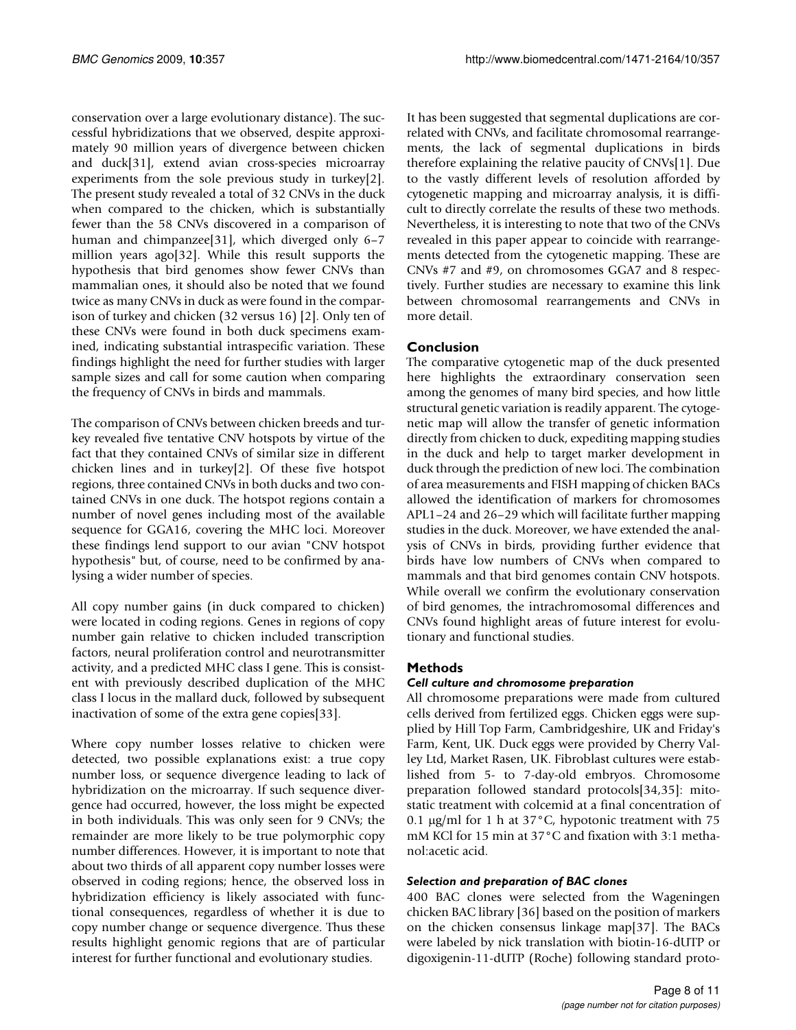conservation over a large evolutionary distance). The successful hybridizations that we observed, despite approximately 90 million years of divergence between chicken and duck[31], extend avian cross-species microarray experiments from the sole previous study in turkey[2]. The present study revealed a total of 32 CNVs in the duck when compared to the chicken, which is substantially fewer than the 58 CNVs discovered in a comparison of human and chimpanzee[31], which diverged only 6–7 million years ago[32]. While this result supports the hypothesis that bird genomes show fewer CNVs than mammalian ones, it should also be noted that we found twice as many CNVs in duck as were found in the comparison of turkey and chicken (32 versus 16) [2]. Only ten of these CNVs were found in both duck specimens examined, indicating substantial intraspecific variation. These findings highlight the need for further studies with larger sample sizes and call for some caution when comparing the frequency of CNVs in birds and mammals.

The comparison of CNVs between chicken breeds and turkey revealed five tentative CNV hotspots by virtue of the fact that they contained CNVs of similar size in different chicken lines and in turkey[2]. Of these five hotspot regions, three contained CNVs in both ducks and two contained CNVs in one duck. The hotspot regions contain a number of novel genes including most of the available sequence for GGA16, covering the MHC loci. Moreover these findings lend support to our avian "CNV hotspot hypothesis" but, of course, need to be confirmed by analysing a wider number of species.

All copy number gains (in duck compared to chicken) were located in coding regions. Genes in regions of copy number gain relative to chicken included transcription factors, neural proliferation control and neurotransmitter activity, and a predicted MHC class I gene. This is consistent with previously described duplication of the MHC class I locus in the mallard duck, followed by subsequent inactivation of some of the extra gene copies[33].

Where copy number losses relative to chicken were detected, two possible explanations exist: a true copy number loss, or sequence divergence leading to lack of hybridization on the microarray. If such sequence divergence had occurred, however, the loss might be expected in both individuals. This was only seen for 9 CNVs; the remainder are more likely to be true polymorphic copy number differences. However, it is important to note that about two thirds of all apparent copy number losses were observed in coding regions; hence, the observed loss in hybridization efficiency is likely associated with functional consequences, regardless of whether it is due to copy number change or sequence divergence. Thus these results highlight genomic regions that are of particular interest for further functional and evolutionary studies.

It has been suggested that segmental duplications are correlated with CNVs, and facilitate chromosomal rearrangements, the lack of segmental duplications in birds therefore explaining the relative paucity of CNVs[1]. Due to the vastly different levels of resolution afforded by cytogenetic mapping and microarray analysis, it is difficult to directly correlate the results of these two methods. Nevertheless, it is interesting to note that two of the CNVs revealed in this paper appear to coincide with rearrangements detected from the cytogenetic mapping. These are CNVs #7 and #9, on chromosomes GGA7 and 8 respectively. Further studies are necessary to examine this link between chromosomal rearrangements and CNVs in more detail.

## Conclusion

The comparative cytogenetic map of the duck presented here highlights the extraordinary conservation seen among the genomes of many bird species, and how little structural genetic variation is readily apparent. The cytogenetic map will allow the transfer of genetic information directly from chicken to duck, expediting mapping studies in the duck and help to target marker development in duck through the prediction of new loci. The combination of area measurements and FISH mapping of chicken BACs allowed the identification of markers for chromosomes APL1–24 and 26–29 which will facilitate further mapping studies in the duck. Moreover, we have extended the analysis of CNVs in birds, providing further evidence that birds have low numbers of CNVs when compared to mammals and that bird genomes contain CNV hotspots. While overall we confirm the evolutionary conservation of bird genomes, the intrachromosomal differences and CNVs found highlight areas of future interest for evolutionary and functional studies.

## Methods

### *Cell culture and chromosome preparation*

All chromosome preparations were made from cultured cells derived from fertilized eggs. Chicken eggs were supplied by Hill Top Farm, Cambridgeshire, UK and Friday's Farm, Kent, UK. Duck eggs were provided by Cherry Valley Ltd, Market Rasen, UK. Fibroblast cultures were established from 5- to 7-day-old embryos. Chromosome preparation followed standard protocols[34,35]: mitostatic treatment with colcemid at a final concentration of 0.1 μg/ml for 1 h at 37°C, hypotonic treatment with 75 mM KCl for 15 min at 37°C and fixation with 3:1 methanol:acetic acid.

### *Selection and preparation of BAC clones*

400 BAC clones were selected from the Wageningen chicken BAC library [36] based on the position of markers on the chicken consensus linkage map[37]. The BACs were labeled by nick translation with biotin-16-dUTP or digoxigenin-11-dUTP (Roche) following standard proto-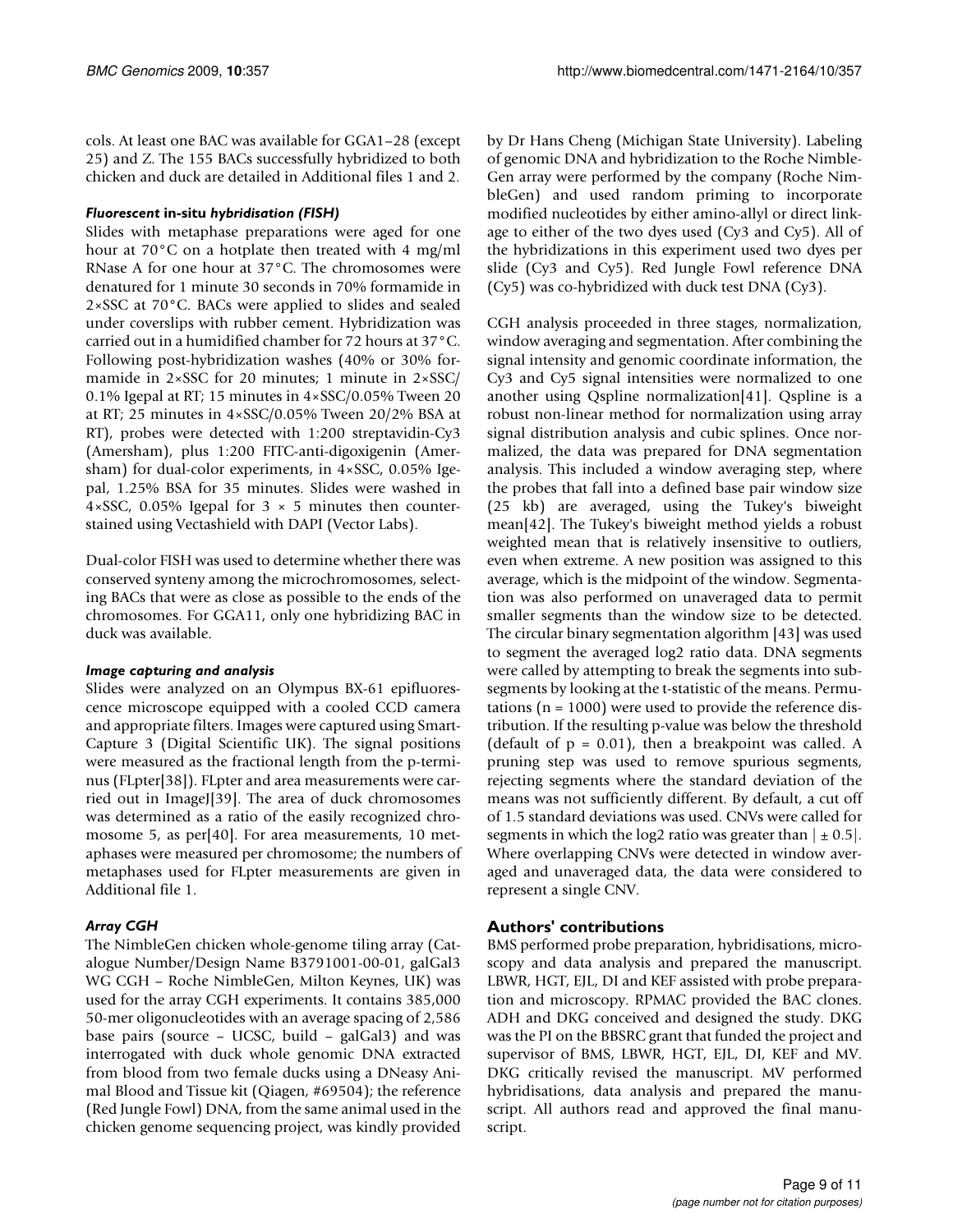cols. At least one BAC was available for GGA1–28 (except 25) and Z. The 155 BACs successfully hybridized to both chicken and duck are detailed in Additional files 1 and 2.

### *Fluorescent* in-situ *hybridisation (FISH)*

Slides with metaphase preparations were aged for one hour at 70°C on a hotplate then treated with 4 mg/ml RNase A for one hour at 37°C. The chromosomes were denatured for 1 minute 30 seconds in 70% formamide in 2×SSC at 70°C. BACs were applied to slides and sealed under coverslips with rubber cement. Hybridization was carried out in a humidified chamber for 72 hours at 37°C. Following post-hybridization washes (40% or 30% formamide in 2×SSC for 20 minutes; 1 minute in 2×SSC/ 0.1% Igepal at RT; 15 minutes in 4×SSC/0.05% Tween 20 at RT; 25 minutes in 4×SSC/0.05% Tween 20/2% BSA at RT), probes were detected with 1:200 streptavidin-Cy3 (Amersham), plus 1:200 FITC-anti-digoxigenin (Amersham) for dual-color experiments, in 4×SSC, 0.05% Igepal, 1.25% BSA for 35 minutes. Slides were washed in 4×SSC, 0.05% Igepal for 3 × 5 minutes then counterstained using Vectashield with DAPI (Vector Labs).

Dual-color FISH was used to determine whether there was conserved synteny among the microchromosomes, selecting BACs that were as close as possible to the ends of the chromosomes. For GGA11, only one hybridizing BAC in duck was available.

### *Image capturing and analysis*

Slides were analyzed on an Olympus BX-61 epifluorescence microscope equipped with a cooled CCD camera and appropriate filters. Images were captured using Smart-Capture 3 (Digital Scientific UK). The signal positions were measured as the fractional length from the p-terminus (FLpter[38]). FLpter and area measurements were carried out in ImageJ[39]. The area of duck chromosomes was determined as a ratio of the easily recognized chromosome 5, as per[40]. For area measurements, 10 metaphases were measured per chromosome; the numbers of metaphases used for FLpter measurements are given in Additional file 1.

### *Array CGH*

The NimbleGen chicken whole-genome tiling array (Catalogue Number/Design Name B3791001-00-01, galGal3 WG CGH – Roche NimbleGen, Milton Keynes, UK) was used for the array CGH experiments. It contains 385,000 50-mer oligonucleotides with an average spacing of 2,586 base pairs (source – UCSC, build – galGal3) and was interrogated with duck whole genomic DNA extracted from blood from two female ducks using a DNeasy Animal Blood and Tissue kit (Qiagen, #69504); the reference (Red Jungle Fowl) DNA, from the same animal used in the chicken genome sequencing project, was kindly provided by Dr Hans Cheng (Michigan State University). Labeling of genomic DNA and hybridization to the Roche NimbleGen array were performed by the company (Roche NimbleGen) and used random priming to incorporate modified nucleotides by either amino-allyl or direct linkage to either of the two dyes used (Cy3 and Cy5). All of the hybridizations in this experiment used two dyes per slide (Cy3 and Cy5). Red Jungle Fowl reference DNA (Cy5) was co-hybridized with duck test DNA (Cy3).

CGH analysis proceeded in three stages, normalization, window averaging and segmentation. After combining the signal intensity and genomic coordinate information, the Cy3 and Cy5 signal intensities were normalized to one another using Qspline normalization[41]. Qspline is a robust non-linear method for normalization using array signal distribution analysis and cubic splines. Once normalized, the data was prepared for DNA segmentation analysis. This included a window averaging step, where the probes that fall into a defined base pair window size (25 kb) are averaged, using the Tukey's biweight mean[42]. The Tukey's biweight method yields a robust weighted mean that is relatively insensitive to outliers, even when extreme. A new position was assigned to this average, which is the midpoint of the window. Segmentation was also performed on unaveraged data to permit smaller segments than the window size to be detected. The circular binary segmentation algorithm [43] was used to segment the averaged log2 ratio data. DNA segments were called by attempting to break the segments into subsegments by looking at the t-statistic of the means. Permutations ($n = 1000$) were used to provide the reference distribution. If the resulting p-value was below the threshold (default of $p = 0.01$), then a breakpoint was called. A pruning step was used to remove spurious segments, rejecting segments where the standard deviation of the means was not sufficiently different. By default, a cut off of 1.5 standard deviations was used. CNVs were called for segments in which the log2 ratio was greater than $|\pm 0.5|$. Where overlapping CNVs were detected in window averaged and unaveraged data, the data were considered to represent a single CNV.

## Authors' contributions

BMS performed probe preparation, hybridisations, microscopy and data analysis and prepared the manuscript. LBWR, HGT, EJL, DI and KEF assisted with probe preparation and microscopy. RPMAC provided the BAC clones. ADH and DKG conceived and designed the study. DKG was the PI on the BBSRC grant that funded the project and supervisor of BMS, LBWR, HGT, EJL, DI, KEF and MV. DKG critically revised the manuscript. MV performed hybridisations, data analysis and prepared the manuscript. All authors read and approved the final manuscript.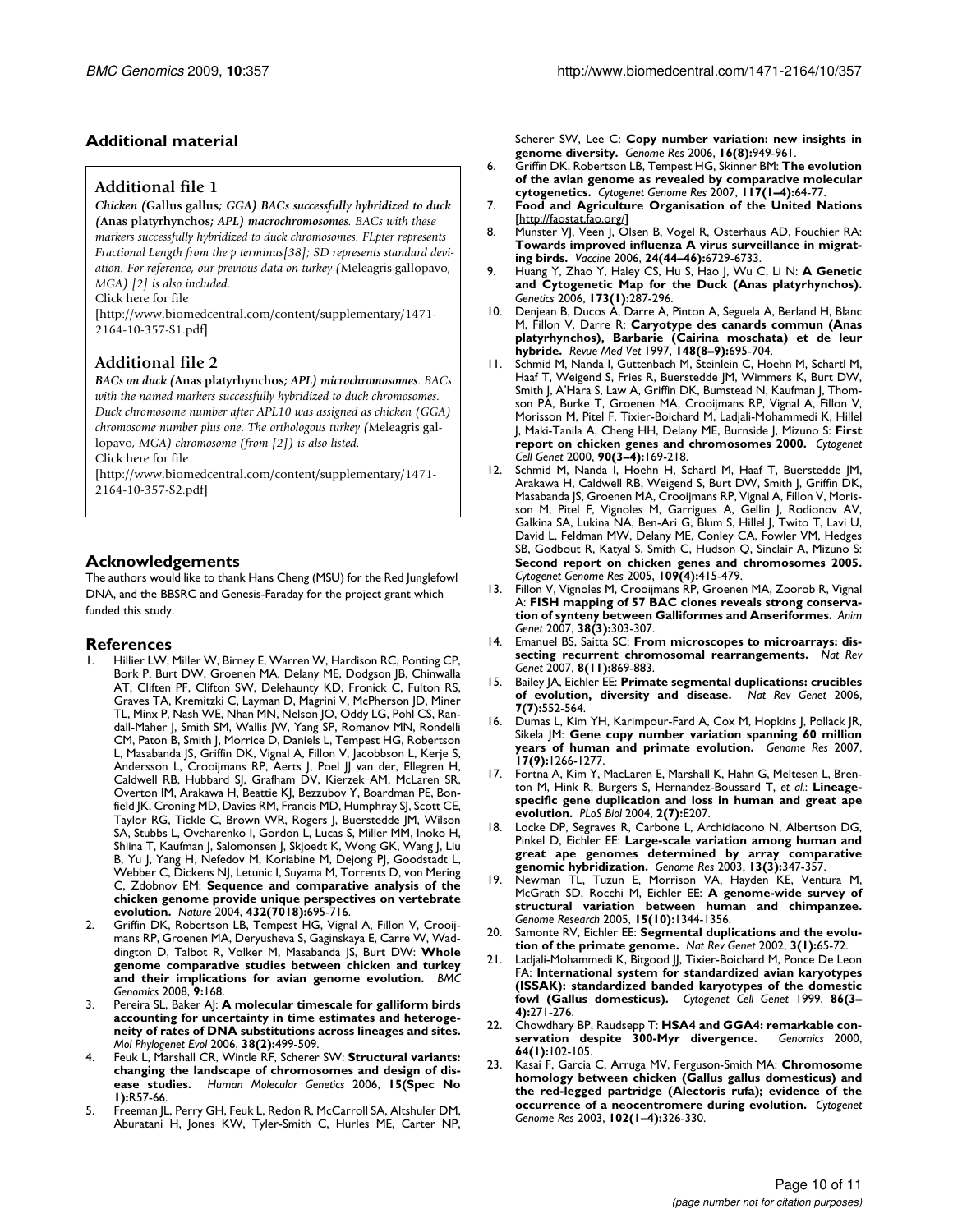## Additional material

### Additional file 1

***Chicken (*Gallus gallus*; GGA) BACs successfully hybridized to duck (*Anas platyrhynchos*; APL) macrochromosomes****. BACs with these markers successfully hybridized to duck chromosomes. FLpter represents Fractional Length from the p terminus[38]; SD represents standard deviation. For reference, our previous data on turkey (*Meleagris gallopavo*, MGA) [2] is also included.*

Click here for file

[http://www.biomedcentral.com/content/supplementary/1471-2164-10-357-S1.pdf]

### Additional file 2

***BACs on duck (*Anas platyrhynchos*; APL) microchromosomes****. BACs with the named markers successfully hybridized to duck chromosomes. Duck chromosome number after APL10 was assigned as chicken (GGA) chromosome number plus one. The orthologous turkey (*Meleagris gallopavo*, MGA) chromosome (from [2]) is also listed.*

Click here for file

[http://www.biomedcentral.com/content/supplementary/1471-2164-10-357-S2.pdf]

## Acknowledgements

The authors would like to thank Hans Cheng (MSU) for the Red Junglefowl DNA, and the BBSRC and Genesis-Faraday for the project grant which funded this study.

## References

1. Hillier LW, Miller W, Birney E, Warren W, Hardison RC, Ponting CP, Bork P, Burt DW, Groenen MA, Delany ME, Dodgson JB, Chinwalla AT, Cliften PF, Clifton SW, Delehaunty KD, Fronick C, Fulton RS, Graves TA, Kremitzki C, Layman D, Magrini V, McPherson JD, Miner TL, Minx P, Nash WE, Nhan MN, Nelson JO, Oddy LG, Pohl CS, Randall-Maher J, Smith SM, Wallis JW, Yang SP, Romanov MN, Rondelli CM, Paton B, Smith J, Morrice D, Daniels L, Tempest HG, Robertson L, Masabanda JS, Griffin DK, Vignal A, Fillon V, Jacobbson L, Kerje S, Andersson L, Crooijmans RP, Aerts J, Poel JJ van der, Ellegren H, Caldwell RB, Hubbard SJ, Grafham DV, Kierzek AM, McLaren SR, Overton IM, Arakawa H, Beattie KJ, Bezzubov Y, Boardman PE, Bonfield JK, Croning MD, Davies RM, Francis MD, Humphray SJ, Scott CE, Taylor RG, Tickle C, Brown WR, Rogers J, Buerstedde JM, Wilson SA, Stubbs L, Ovcharenko I, Gordon L, Lucas S, Miller MM, Inoko H, Shiina T, Kaufman J, Salomonsen J, Skjoedt K, Wong GK, Wang J, Liu B, Yu J, Yang H, Nefedov M, Koriabine M, Dejong PJ, Goodstadt L, Webber C, Dickens NJ, Letunic I, Suyama M, Torrents D, von Mering C, Zdobnov EM: **Sequence and comparative analysis of the chicken genome provide unique perspectives on vertebrate evolution.** *Nature* 2004, **432(7018)**:695-716.
2. Griffin DK, Robertson LB, Tempest HG, Vignal A, Fillon V, Crooijmans RP, Groenen MA, Deryusheva S, Gaginskaya E, Carre W, Waddington D, Talbot R, Volker M, Masabanda JS, Burt DW: **Whole genome comparative studies between chicken and turkey and their implications for avian genome evolution.** *BMC Genomics* 2008, **9**:168.
3. Pereira SL, Baker AJ: **A molecular timescale for galliform birds accounting for uncertainty in time estimates and heterogeneity of rates of DNA substitutions across lineages and sites.** *Mol Phylogenet Evol* 2006, **38(2)**:499-509.
4. Feuk L, Marshall CR, Wintle RF, Scherer SW: **Structural variants: changing the landscape of chromosomes and design of disease studies.** *Human Molecular Genetics* 2006, **15(Spec No 1)**:R57-66.
5. Freeman JL, Perry GH, Feuk L, Redon R, McCarroll SA, Altshuler DM, Aburatani H, Jones KW, Tyler-Smith C, Hurles ME, Carter NP, Scherer SW, Lee C: **Copy number variation: new insights in genome diversity.** *Genome Res* 2006, **16(8)**:949-961.
6. Griffin DK, Robertson LB, Tempest HG, Skinner BM: **The evolution of the avian genome as revealed by comparative molecular cytogenetics.** *Cytogenet Genome Res* 2007, **117(1–4)**:64-77.
7. **Food and Agriculture Organisation of the United Nations** [http://faostat.fao.org/]
8. Munster VJ, Veen J, Olsen B, Vogel R, Osterhaus AD, Fouchier RA: **Towards improved influenza A virus surveillance in migrating birds.** *Vaccine* 2006, **24(44–46)**:6729-6733.
9. Huang Y, Zhao Y, Haley CS, Hu S, Hao J, Wu C, Li N: **A Genetic and Cytogenetic Map for the Duck (Anas platyrhynchos).** *Genetics* 2006, **173(1)**:287-296.
10. Denjean B, Ducos A, Darre A, Pinton A, Seguela A, Berland H, Blanc M, Fillon V, Darre R: **Caryotype des canards commun (Anas platyrhynchos), Barbarie (Cairina moschata) et de leur hybride.** *Revue Med Vet* 1997, **148(8–9)**:695-704.
11. Schmid M, Nanda I, Guttenbach M, Steinlein C, Hoehn M, Schartl M, Haaf T, Weigend S, Fries R, Buerstedde JM, Wimmers K, Burt DW, Smith J, A'Hara S, Law A, Griffin DK, Bumstead N, Kaufman J, Thomson PA, Burke T, Groenen MA, Crooijmans RP, Vignal A, Fillon V, Morisson M, Pitel F, Tixier-Boichard M, Ladjali-Mohammedi K, Hillel J, Maki-Tanila A, Cheng HH, Delany ME, Burnside J, Mizuno S: **First report on chicken genes and chromosomes 2000.** *Cytogenet Cell Genet* 2000, **90(3–4)**:169-218.
12. Schmid M, Nanda I, Hoehn H, Schartl M, Haaf T, Buerstedde JM, Arakawa H, Caldwell RB, Weigend S, Burt DW, Smith J, Griffin DK, Masabanda JS, Groenen MA, Crooijmans RP, Vignal A, Fillon V, Morisson M, Pitel F, Vignoles M, Garrigues A, Gellin J, Rodionov AV, Galkina SA, Lukina NA, Ben-Ari G, Blum S, Hillel J, Twito T, Lavi U, David L, Feldman MW, Delany ME, Conley CA, Fowler VM, Hedges SB, Godbout R, Katyal S, Smith C, Hudson Q, Sinclair A, Mizuno S: **Second report on chicken genes and chromosomes 2005.** *Cytogenet Genome Res* 2005, **109(4)**:415-479.
13. Fillon V, Vignoles M, Crooijmans RP, Groenen MA, Zoorob R, Vignal A: **FISH mapping of 57 BAC clones reveals strong conservation of synteny between Galliformes and Anseriformes.** *Anim Genet* 2007, **38(3)**:303-307.
14. Emanuel BS, Saitta SC: **From microscopes to microarrays: dissecting recurrent chromosomal rearrangements.** *Nat Rev Genet* 2007, **8(11)**:869-883.
15. Bailey JA, Eichler EE: **Primate segmental duplications: crucibles of evolution, diversity and disease.** *Nat Rev Genet* 2006, **7(7)**:552-564.
16. Dumas L, Kim YH, Karimpour-Fard A, Cox M, Hopkins J, Pollack JR, Sikela JM: **Gene copy number variation spanning 60 million years of human and primate evolution.** *Genome Res* 2007, **17(9)**:1266-1277.
17. Fortna A, Kim Y, MacLaren E, Marshall K, Hahn G, Meltesen L, Brenton M, Hink R, Burgers S, Hernandez-Boussard T, *et al.*: **Lineage-specific gene duplication and loss in human and great ape evolution.** *PLoS Biol* 2004, **2(7)**:E207.
18. Locke DP, Segraves R, Carbone L, Archidiacono N, Albertson DG, Pinkel D, Eichler EE: **Large-scale variation among human and great ape genomes determined by array comparative genomic hybridization.** *Genome Res* 2003, **13(3)**:347-357.
19. Newman TL, Tuzun E, Morrison VA, Hayden KE, Ventura M, McGrath SD, Rocchi M, Eichler EE: **A genome-wide survey of structural variation between human and chimpanzee.** *Genome Research* 2005, **15(10)**:1344-1356.
20. Samonte RV, Eichler EE: **Segmental duplications and the evolution of the primate genome.** *Nat Rev Genet* 2002, **3(1)**:65-72.
21. Ladjali-Mohammedi K, Bitgood JJ, Tixier-Boichard M, Ponce De Leon FA: **International system for standardized avian karyotypes (ISSAK): standardized banded karyotypes of the domestic fowl (Gallus domesticus).** *Cytogenet Cell Genet* 1999, **86(3–4)**:271-276.
22. Chowdhary BP, Raudsepp T: **HSA4 and GGA4: remarkable conservation despite 300-Myr divergence.** *Genomics* 2000, **64(1)**:102-105.
23. Kasai F, Garcia C, Arruga MV, Ferguson-Smith MA: **Chromosome homology between chicken (Gallus gallus domesticus) and the red-legged partridge (Alectoris rufa); evidence of the occurrence of a neocentromere during evolution.** *Cytogenet Genome Res* 2003, **102(1–4)**:326-330.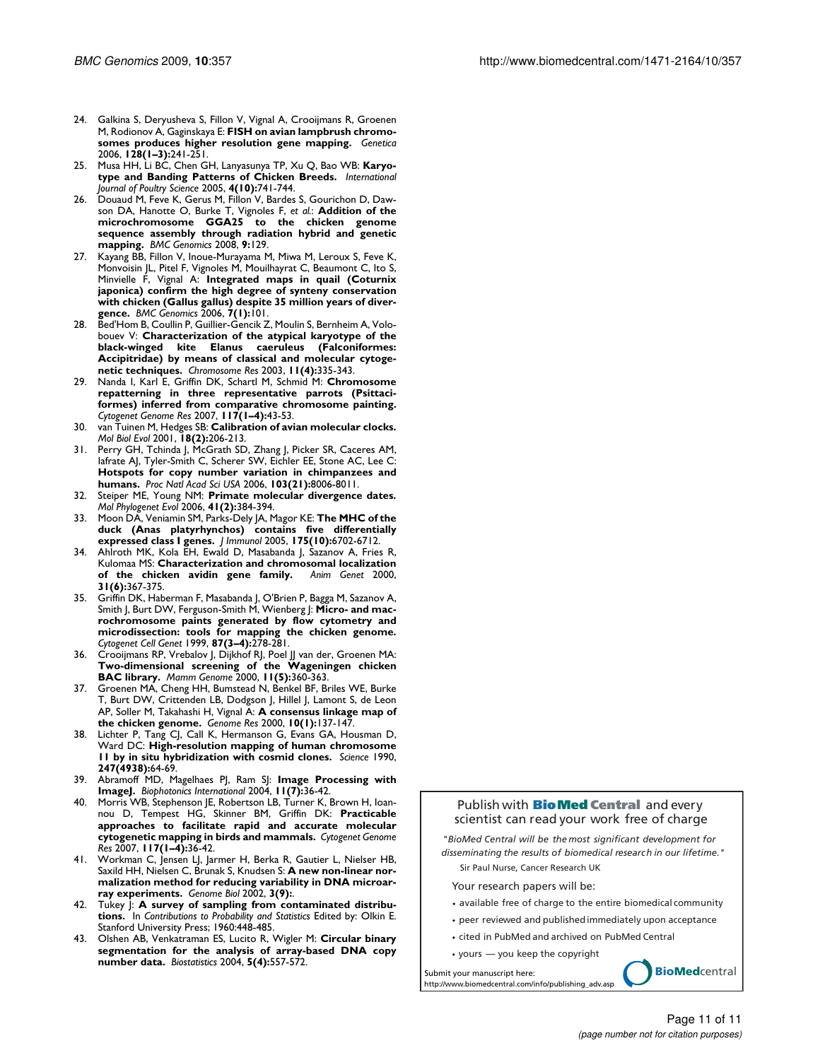24. Galkina S, Deryusheva S, Fillon V, Vignal A, Crooijmans R, Groenen M, Rodionov A, Gaginskaya E: **FISH on avian lampbrush chromosomes produces higher resolution gene mapping.** *Genetica* 2006, **128(1–3):**241-251.
25. Musa HH, Li BC, Chen GH, Lanyasunya TP, Xu Q, Bao WB: **Karyotype and Banding Patterns of Chicken Breeds.** *International Journal of Poultry Science* 2005, **4(10):**741-744.
26. Douaud M, Feve K, Gerus M, Fillon V, Bardes S, Gourichon D, Dawson DA, Hanotte O, Burke T, Vignoles F, *et al.*: **Addition of the microchromosome GGA25 to the chicken genome sequence assembly through radiation hybrid and genetic mapping.** *BMC Genomics* 2008, **9:**129.
27. Kayang BB, Fillon V, Inoue-Murayama M, Miwa M, Leroux S, Feve K, Monvoisin JL, Pitel F, Vignoles M, Mouilhayrat C, Beaumont C, Ito S, Minvielle F, Vignal A: **Integrated maps in quail (Coturnix japonica) confirm the high degree of synteny conservation with chicken (Gallus gallus) despite 35 million years of divergence.** *BMC Genomics* 2006, **7(1):**101.
28. Bed'Hom B, Coullin P, Guillier-Gencik Z, Moulin S, Bernheim A, Volobouev V: **Characterization of the atypical karyotype of the black-winged kite Elanus caeruleus (Falconiformes: Accipitridae) by means of classical and molecular cytogenetic techniques.** *Chromosome Res* 2003, **11(4):**335-343.
29. Nanda I, Karl E, Griffin DK, Schartl M, Schmid M: **Chromosome repatterning in three representative parrots (Psittaciformes) inferred from comparative chromosome painting.** *Cytogenet Genome Res* 2007, **117(1–4):**43-53.
30. van Tuinen M, Hedges SB: **Calibration of avian molecular clocks.** *Mol Biol Evol* 2001, **18(2):**206-213.
31. Perry GH, Tchinda J, McGrath SD, Zhang J, Picker SR, Caceres AM, Iafrate AJ, Tyler-Smith C, Scherer SW, Eichler EE, Stone AC, Lee C: **Hotspots for copy number variation in chimpanzees and humans.** *Proc Natl Acad Sci USA* 2006, **103(21):**8006-8011.
32. Steiper ME, Young NM: **Primate molecular divergence dates.** *Mol Phylogenet Evol* 2006, **41(2):**384-394.
33. Moon DA, Veniamin SM, Parks-Dely JA, Magor KE: **The MHC of the duck (Anas platyrhynchos) contains five differentially expressed class I genes.** *J Immunol* 2005, **175(10):**6702-6712.
34. Ahlroth MK, Kola EH, Ewald D, Masabanda J, Sazanov A, Fries R, Kulomaa MS: **Characterization and chromosomal localization of the chicken avidin gene family.** *Anim Genet* 2000, **31(6):**367-375.
35. Griffin DK, Haberman F, Masabanda J, O'Brien P, Bagga M, Sazanov A, Smith J, Burt DW, Ferguson-Smith M, Wienberg J: **Micro- and macrochromosome paints generated by flow cytometry and microdissection: tools for mapping the chicken genome.** *Cytogenet Cell Genet* 1999, **87(3–4):**278-281.
36. Crooijmans RP, Vrebalov J, Dijkhof RJ, Poel JJ van der, Groenen MA: **Two-dimensional screening of the Wageningen chicken BAC library.** *Mamm Genome* 2000, **11(5):**360-363.
37. Groenen MA, Cheng HH, Bumstead N, Benkel BF, Briles WE, Burke T, Burt DW, Crittenden LB, Dodgson J, Hillel J, Lamont S, de Leon AP, Soller M, Takahashi H, Vignal A: **A consensus linkage map of the chicken genome.** *Genome Res* 2000, **10(1):**137-147.
38. Lichter P, Tang CJ, Call K, Hermanson G, Evans GA, Housman D, Ward DC: **High-resolution mapping of human chromosome 11 by in situ hybridization with cosmid clones.** *Science* 1990, **247(4938):**64-69.
39. Abramoff MD, Magelhaes PJ, Ram SJ: **Image Processing with ImageJ.** *Biophotonics International* 2004, **11(7):**36-42.
40. Morris WB, Stephenson JE, Robertson LB, Turner K, Brown H, Ioannou D, Tempest HG, Skinner BM, Griffin DK: **Practicable approaches to facilitate rapid and accurate molecular cytogenetic mapping in birds and mammals.** *Cytogenet Genome Res* 2007, **117(1–4):**36-42.
41. Workman C, Jensen LJ, Jarmer H, Berka R, Gautier L, Nielser HB, Saxild HH, Nielsen C, Brunak S, Knudsen S: **A new non-linear normalization method for reducing variability in DNA microarray experiments.** *Genome Biol* 2002, **3(9):**.
42. Tukey J: **A survey of sampling from contaminated distributions.** In *Contributions to Probability and Statistics* Edited by: Olkin E. Stanford University Press; 1960:448-485.
43. Olshen AB, Venkatraman ES, Lucito R, Wigler M: **Circular binary segmentation for the analysis of array-based DNA copy number data.** *Biostatistics* 2004, **5(4):**557-572.

Publish with **BioMed Central** and every scientist can read your work free of charge

*"BioMed Central will be the most significant development for disseminating the results of biomedical research in our lifetime."*

Sir Paul Nurse, Cancer Research UK

Your research papers will be:

- available free of charge to the entire biomedical community
- peer reviewed and published immediately upon acceptance
- cited in PubMed and archived on PubMed Central
- yours — you keep the copyright

Submit your manuscript here:
http://www.biomedcentral.com/info/publishing_adv.asp

**BioMed**central